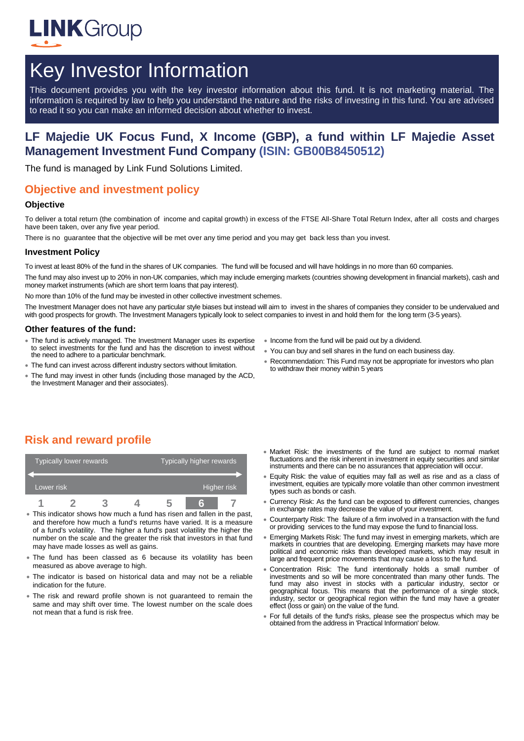LINKGroup

# Key Investor Information

This document provides you with the key investor information about this fund. It is not marketing material. The information is required by law to help you understand the nature and the risks of investing in this fund. You are advised to read it so you can make an informed decision about whether to invest.

## LF Majedie UK Focus Fund, X Income (GBP), a fund within LF Majedie Asset Management Investment Fund Company (ISIN: GB00B8450512)

The fund is managed by Link Fund Solutions Limited.

## Objective and investment policy

### Objective

To deliver a total return (the combination of income and capital growth) in excess of the FTSE All-Share Total Return Index, after all costs and charges have been taken, over any five year period.

There is no guarantee that the objective will be met over any time period and you may get back less than you invest.

### Investment Policy

To invest at least 80% of the fund in the shares of UK companies. The fund will be focused and will have holdings in no more than 60 companies.

The fund may also invest up to 20% in non-UK companies, which may include emerging markets (countries showing development in financial markets), cash and money market instruments (which are short term loans that pay interest).

No more than 10% of the fund may be invested in other collective investment schemes.

The Investment Manager does not have any particular style biases but instead will aim to invest in the shares of companies they consider to be undervalued and with good prospects for growth. The Investment Managers typically look to select companies to invest in and hold them for the long term (3-5 years).

### Other features of the fund:

- The fund is actively managed. The Investment Manager uses its expertise to select investments for the fund and has the discretion to invest without the need to adhere to a particular benchmark.
- The fund can invest across different industry sectors without limitation.
- The fund may invest in other funds (including those managed by the ACD, the Investment Manager and their associates).
- Income from the fund will be paid out by a dividend.
- You can buy and sell shares in the fund on each business day.
- Recommendation: This Fund may not be appropriate for investors who plan to withdraw their money within 5 years

## Risk and reward profile

| Typically lower rewards | | | | | | Typically higher rewards |
|---|---|---|---|---|---|---|
| Lower risk | | | | | | Higher risk |
| 1 | 2 | 3 | 4 | 5 | **6** | 7 |

- This indicator shows how much a fund has risen and fallen in the past, and therefore how much a fund's returns have varied. It is a measure of a fund's volatility. The higher a fund's past volatility the higher the number on the scale and the greater the risk that investors in that fund may have made losses as well as gains.
- The fund has been classed as 6 because its volatility has been measured as above average to high.
- The indicator is based on historical data and may not be a reliable indication for the future.
- The risk and reward profile shown is not guaranteed to remain the same and may shift over time. The lowest number on the scale does not mean that a fund is risk free.
- Market Risk: the investments of the fund are subject to normal market fluctuations and the risk inherent in investment in equity securities and similar instruments and there can be no assurances that appreciation will occur.
- Equity Risk: the value of equities may fall as well as rise and as a class of investment, equities are typically more volatile than other common investment types such as bonds or cash.
- Currency Risk: As the fund can be exposed to different currencies, changes in exchange rates may decrease the value of your investment.
- Counterparty Risk: The failure of a firm involved in a transaction with the fund or providing services to the fund may expose the fund to financial loss.
- Emerging Markets Risk: The fund may invest in emerging markets, which are markets in countries that are developing. Emerging markets may have more political and economic risks than developed markets, which may result in large and frequent price movements that may cause a loss to the fund.
- Concentration Risk: The fund intentionally holds a small number of investments and so will be more concentrated than many other funds. The fund may also invest in stocks with a particular industry, sector or geographical focus. This means that the performance of a single stock, industry, sector or geographical region within the fund may have a greater effect (loss or gain) on the value of the fund.
- For full details of the fund's risks, please see the prospectus which may be obtained from the address in 'Practical Information' below.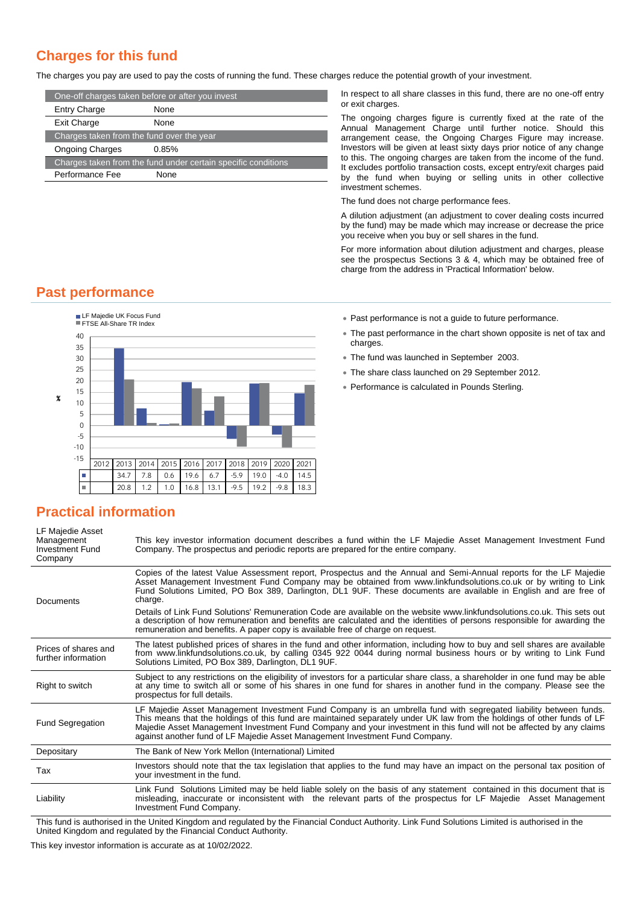## Charges for this fund

The charges you pay are used to pay the costs of running the fund. These charges reduce the potential growth of your investment.

| One-off charges taken before or after you invest | |
|---|---|
| Entry Charge | None |
| Exit Charge | None |
| **Charges taken from the fund over the year** | |
| Ongoing Charges | 0.85% |
| **Charges taken from the fund under certain specific conditions** | |
| Performance Fee | None |

In respect to all share classes in this fund, there are no one-off entry or exit charges.

The ongoing charges figure is currently fixed at the rate of the Annual Management Charge until further notice. Should this arrangement cease, the Ongoing Charges Figure may increase. Investors will be given at least sixty days prior notice of any change to this. The ongoing charges are taken from the income of the fund. It excludes portfolio transaction costs, except entry/exit charges paid by the fund when buying or selling units in other collective investment schemes.

The fund does not charge performance fees.

A dilution adjustment (an adjustment to cover dealing costs incurred by the fund) may be made which may increase or decrease the price you receive when you buy or sell shares in the fund.

For more information about dilution adjustment and charges, please see the prospectus Sections 3 & 4, which may be obtained free of charge from the address in 'Practical Information' below.

## Past performance

LF Majedie UK Focus Fund
FTSE All-Share TR Index

%

40
35
30
25
20
15
10
5
0
-5
-10
-15

| | 2012 | 2013 | 2014 | 2015 | 2016 | 2017 | 2018 | 2019 | 2020 | 2021 |
|---|---|---|---|---|---|---|---|---|---|---|
| ■ | | 34.7 | 7.8 | 0.6 | 19.6 | 6.7 | -5.9 | 19.0 | -4.0 | 14.5 |
| ■ | | 20.8 | 1.2 | 1.0 | 16.8 | 13.1 | -9.5 | 19.2 | -9.8 | 18.3 |

- Past performance is not a guide to future performance.
- The past performance in the chart shown opposite is net of tax and charges.
- The fund was launched in September 2003.
- The share class launched on 29 September 2012.
- Performance is calculated in Pounds Sterling.

## Practical information

| | |
|---|---|
| LF Majedie Asset Management Investment Fund Company | This key investor information document describes a fund within the LF Majedie Asset Management Investment Fund Company. The prospectus and periodic reports are prepared for the entire company. |
| Documents | Copies of the latest Value Assessment report, Prospectus and the Annual and Semi-Annual reports for the LF Majedie Asset Management Investment Fund Company may be obtained from www.linkfundsolutions.co.uk or by writing to Link Fund Solutions Limited, PO Box 389, Darlington, DL1 9UF. These documents are available in English and are free of charge.<br><br>Details of Link Fund Solutions' Remuneration Code are available on the website www.linkfundsolutions.co.uk. This sets out a description of how remuneration and benefits are calculated and the identities of persons responsible for awarding the remuneration and benefits. A paper copy is available free of charge on request. |
| Prices of shares and further information | The latest published prices of shares in the fund and other information, including how to buy and sell shares are available from www.linkfundsolutions.co.uk, by calling 0345 922 0044 during normal business hours or by writing to Link Fund Solutions Limited, PO Box 389, Darlington, DL1 9UF. |
| Right to switch | Subject to any restrictions on the eligibility of investors for a particular share class, a shareholder in one fund may be able at any time to switch all or some of his shares in one fund for shares in another fund in the company. Please see the prospectus for full details. |
| Fund Segregation | LF Majedie Asset Management Investment Fund Company is an umbrella fund with segregated liability between funds. This means that the holdings of this fund are maintained separately under UK law from the holdings of other funds of LF Majedie Asset Management Investment Fund Company and your investment in this fund will not be affected by any claims against another fund of LF Majedie Asset Management Investment Fund Company. |
| Depositary | The Bank of New York Mellon (International) Limited |
| Tax | Investors should note that the tax legislation that applies to the fund may have an impact on the personal tax position of your investment in the fund. |
| Liability | Link Fund Solutions Limited may be held liable solely on the basis of any statement contained in this document that is misleading, inaccurate or inconsistent with the relevant parts of the prospectus for LF Majedie Asset Management Investment Fund Company. |

This fund is authorised in the United Kingdom and regulated by the Financial Conduct Authority. Link Fund Solutions Limited is authorised in the United Kingdom and regulated by the Financial Conduct Authority.

This key investor information is accurate as at 10/02/2022.